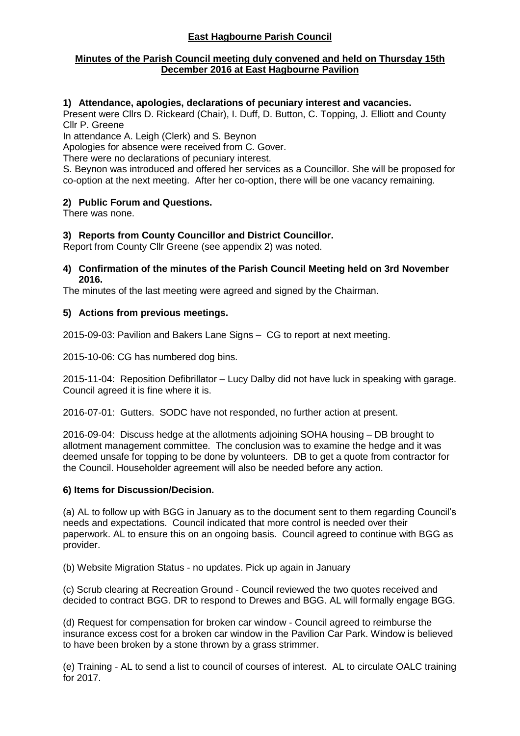# East Hagbourne Parish Council

## Minutes of the Parish Council meeting duly convened and held on Thursday 15th December 2016 at East Hagbourne Pavilion

### 1) Attendance, apologies, declarations of pecuniary interest and vacancies.

Present were Cllrs D. Rickeard (Chair), I. Duff, D. Button, C. Topping, J. Elliott and County Cllr P. Greene

In attendance A. Leigh (Clerk) and S. Beynon

Apologies for absence were received from C. Gover.

There were no declarations of pecuniary interest.

S. Beynon was introduced and offered her services as a Councillor. She will be proposed for co-option at the next meeting. After her co-option, there will be one vacancy remaining.

### 2) Public Forum and Questions.

There was none.

### 3) Reports from County Councillor and District Councillor.

Report from County Cllr Greene (see appendix 2) was noted.

### 4) Confirmation of the minutes of the Parish Council Meeting held on 3rd November 2016.

The minutes of the last meeting were agreed and signed by the Chairman.

### 5) Actions from previous meetings.

2015-09-03: Pavilion and Bakers Lane Signs – CG to report at next meeting.

2015-10-06: CG has numbered dog bins.

2015-11-04: Reposition Defibrillator – Lucy Dalby did not have luck in speaking with garage. Council agreed it is fine where it is.

2016-07-01: Gutters. SODC have not responded, no further action at present.

2016-09-04: Discuss hedge at the allotments adjoining SOHA housing – DB brought to allotment management committee. The conclusion was to examine the hedge and it was deemed unsafe for topping to be done by volunteers. DB to get a quote from contractor for the Council. Householder agreement will also be needed before any action.

### 6) Items for Discussion/Decision.

(a) AL to follow up with BGG in January as to the document sent to them regarding Council's needs and expectations. Council indicated that more control is needed over their paperwork. AL to ensure this on an ongoing basis. Council agreed to continue with BGG as provider.

(b) Website Migration Status - no updates. Pick up again in January

(c) Scrub clearing at Recreation Ground - Council reviewed the two quotes received and decided to contract BGG. DR to respond to Drewes and BGG. AL will formally engage BGG.

(d) Request for compensation for broken car window - Council agreed to reimburse the insurance excess cost for a broken car window in the Pavilion Car Park. Window is believed to have been broken by a stone thrown by a grass strimmer.

(e) Training - AL to send a list to council of courses of interest. AL to circulate OALC training for 2017.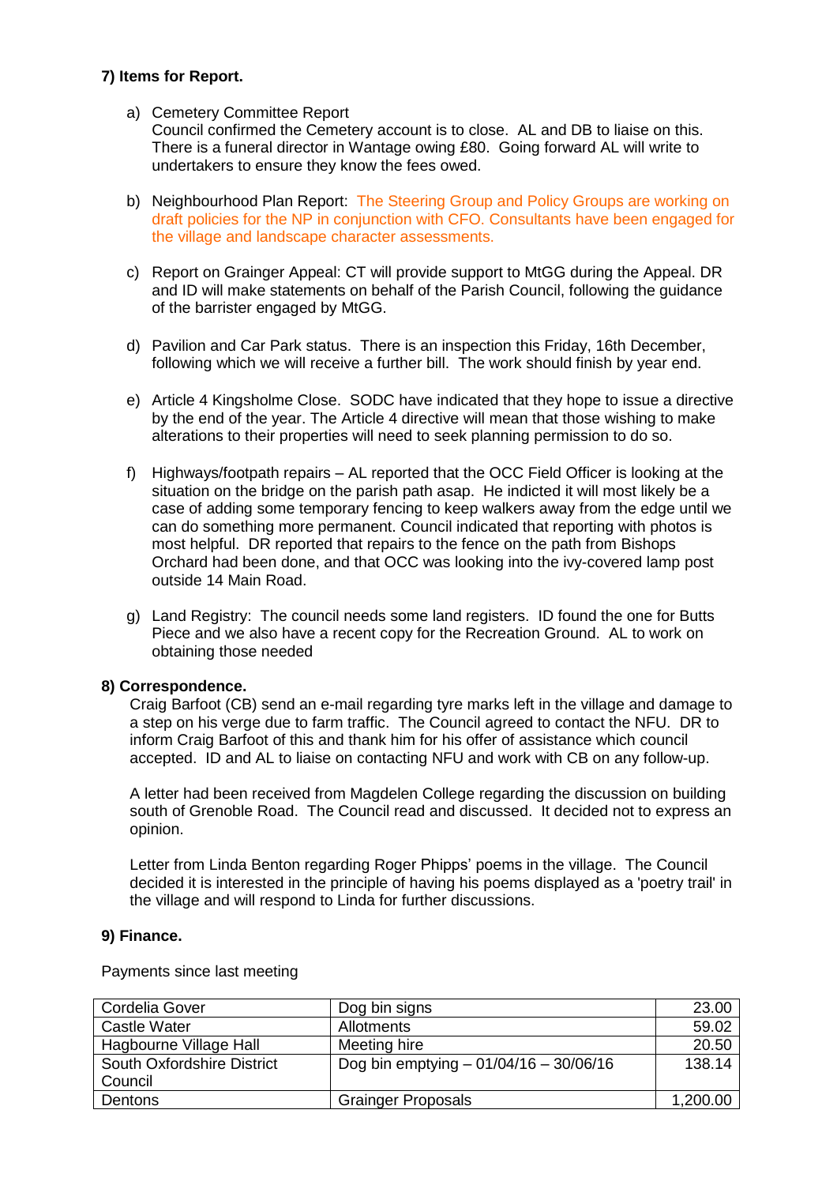**7) Items for Report.**

a) Cemetery Committee Report
   Council confirmed the Cemetery account is to close. AL and DB to liaise on this. There is a funeral director in Wantage owing £80. Going forward AL will write to undertakers to ensure they know the fees owed.

b) Neighbourhood Plan Report: The Steering Group and Policy Groups are working on draft policies for the NP in conjunction with CFO. Consultants have been engaged for the village and landscape character assessments.

c) Report on Grainger Appeal: CT will provide support to MtGG during the Appeal. DR and ID will make statements on behalf of the Parish Council, following the guidance of the barrister engaged by MtGG.

d) Pavilion and Car Park status. There is an inspection this Friday, 16th December, following which we will receive a further bill. The work should finish by year end.

e) Article 4 Kingsholme Close. SODC have indicated that they hope to issue a directive by the end of the year. The Article 4 directive will mean that those wishing to make alterations to their properties will need to seek planning permission to do so.

f) Highways/footpath repairs – AL reported that the OCC Field Officer is looking at the situation on the bridge on the parish path asap. He indicted it will most likely be a case of adding some temporary fencing to keep walkers away from the edge until we can do something more permanent. Council indicated that reporting with photos is most helpful. DR reported that repairs to the fence on the path from Bishops Orchard had been done, and that OCC was looking into the ivy-covered lamp post outside 14 Main Road.

g) Land Registry: The council needs some land registers. ID found the one for Butts Piece and we also have a recent copy for the Recreation Ground. AL to work on obtaining those needed

**8) Correspondence.**

Craig Barfoot (CB) send an e-mail regarding tyre marks left in the village and damage to a step on his verge due to farm traffic. The Council agreed to contact the NFU. DR to inform Craig Barfoot of this and thank him for his offer of assistance which council accepted. ID and AL to liaise on contacting NFU and work with CB on any follow-up.

A letter had been received from Magdelen College regarding the discussion on building south of Grenoble Road. The Council read and discussed. It decided not to express an opinion.

Letter from Linda Benton regarding Roger Phipps' poems in the village. The Council decided it is interested in the principle of having his poems displayed as a 'poetry trail' in the village and will respond to Linda for further discussions.

**9) Finance.**

Payments since last meeting

| | | |
|---|---|---:|
| Cordelia Gover | Dog bin signs | 23.00 |
| Castle Water | Allotments | 59.02 |
| Hagbourne Village Hall | Meeting hire | 20.50 |
| South Oxfordshire District Council | Dog bin emptying – 01/04/16 – 30/06/16 | 138.14 |
| Dentons | Grainger Proposals | 1,200.00 |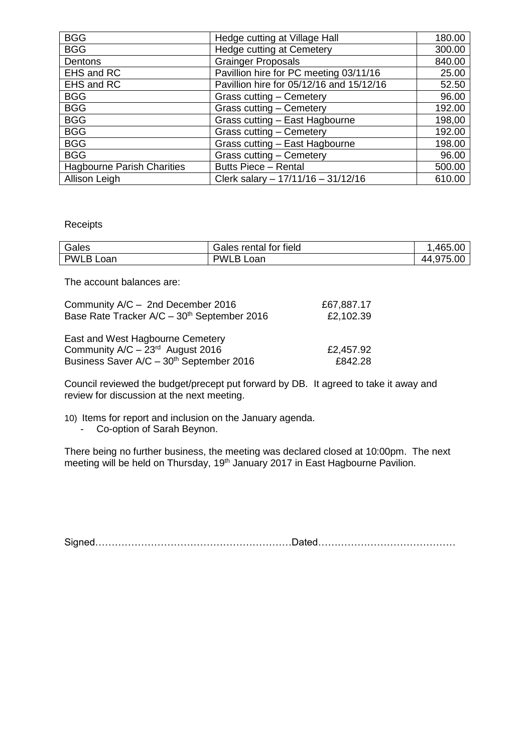| BGG | Hedge cutting at Village Hall | 180.00 |
|---|---|---|
| BGG | Hedge cutting at Cemetery | 300.00 |
| Dentons | Grainger Proposals | 840.00 |
| EHS and RC | Pavillion hire for PC meeting 03/11/16 | 25.00 |
| EHS and RC | Pavillion hire for 05/12/16 and 15/12/16 | 52.50 |
| BGG | Grass cutting – Cemetery | 96.00 |
| BGG | Grass cutting – Cemetery | 192.00 |
| BGG | Grass cutting – East Hagbourne | 198,00 |
| BGG | Grass cutting – Cemetery | 192.00 |
| BGG | Grass cutting – East Hagbourne | 198.00 |
| BGG | Grass cutting – Cemetery | 96.00 |
| Hagbourne Parish Charities | Butts Piece – Rental | 500.00 |
| Allison Leigh | Clerk salary – 17/11/16 – 31/12/16 | 610.00 |

Receipts

| Gales | Gales rental for field | 1,465.00 |
|---|---|---|
| PWLB Loan | PWLB Loan | 44,975.00 |

The account balances are:

| | |
|---|---|
| Community A/C – 2nd December 2016 | £67,887.17 |
| Base Rate Tracker A/C – 30th September 2016 | £2,102.39 |

East and West Hagbourne Cemetery

| | |
|---|---|
| Community A/C – 23rd August 2016 | £2,457.92 |
| Business Saver A/C – 30th September 2016 | £842.28 |

Council reviewed the budget/precept put forward by DB. It agreed to take it away and review for discussion at the next meeting.

10) Items for report and inclusion on the January agenda.
   - Co-option of Sarah Beynon.

There being no further business, the meeting was declared closed at 10:00pm. The next meeting will be held on Thursday, 19th January 2017 in East Hagbourne Pavilion.

Signed……………………………………………………Dated……………………………………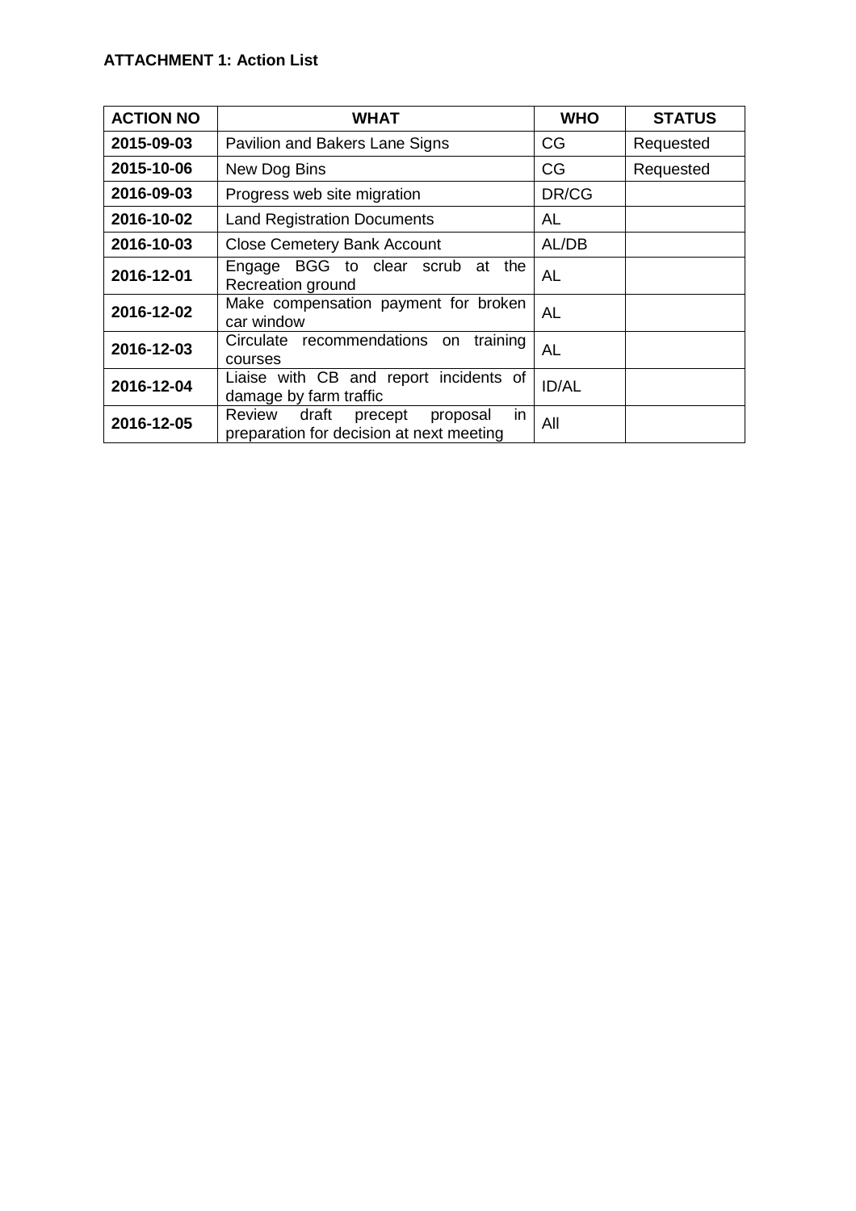**ATTACHMENT 1: Action List**

| ACTION NO | WHAT | WHO | STATUS |
| --- | --- | --- | --- |
| **2015-09-03** | Pavilion and Bakers Lane Signs | CG | Requested |
| **2015-10-06** | New Dog Bins | CG | Requested |
| **2016-09-03** | Progress web site migration | DR/CG | |
| **2016-10-02** | Land Registration Documents | AL | |
| **2016-10-03** | Close Cemetery Bank Account | AL/DB | |
| **2016-12-01** | Engage BGG to clear scrub at the Recreation ground | AL | |
| **2016-12-02** | Make compensation payment for broken car window | AL | |
| **2016-12-03** | Circulate recommendations on training courses | AL | |
| **2016-12-04** | Liaise with CB and report incidents of damage by farm traffic | ID/AL | |
| **2016-12-05** | Review draft precept proposal in preparation for decision at next meeting | All | |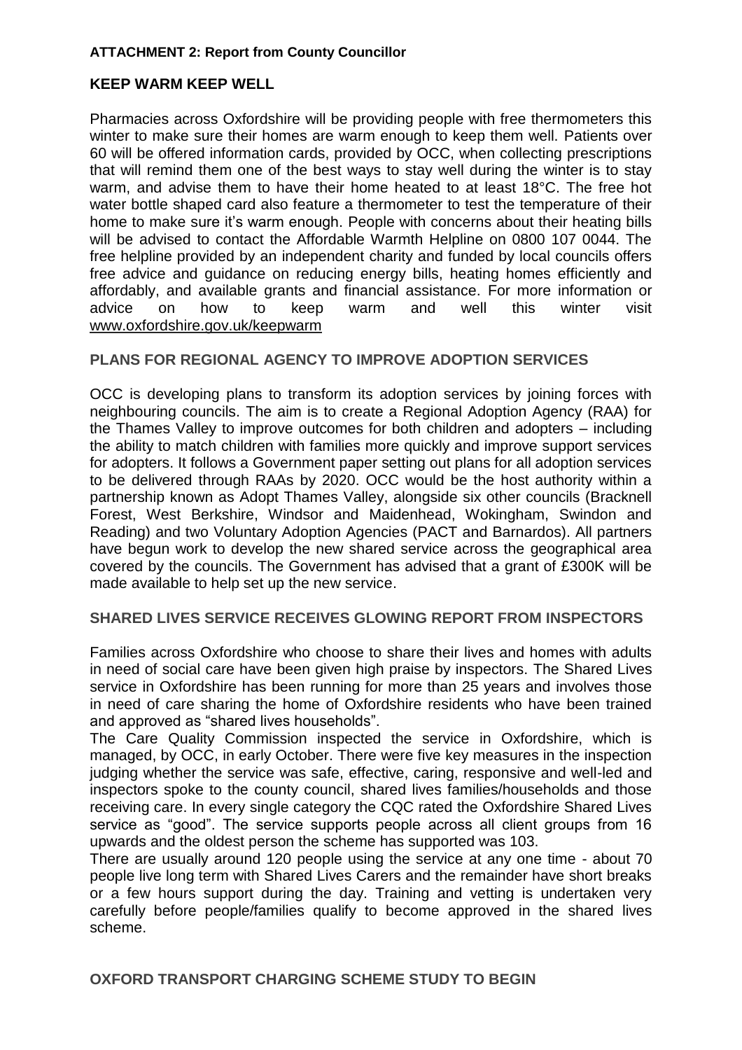**ATTACHMENT 2: Report from County Councillor**

## KEEP WARM KEEP WELL

Pharmacies across Oxfordshire will be providing people with free thermometers this winter to make sure their homes are warm enough to keep them well. Patients over 60 will be offered information cards, provided by OCC, when collecting prescriptions that will remind them one of the best ways to stay well during the winter is to stay warm, and advise them to have their home heated to at least 18°C. The free hot water bottle shaped card also feature a thermometer to test the temperature of their home to make sure it's warm enough. People with concerns about their heating bills will be advised to contact the Affordable Warmth Helpline on 0800 107 0044. The free helpline provided by an independent charity and funded by local councils offers free advice and guidance on reducing energy bills, heating homes efficiently and affordably, and available grants and financial assistance. For more information or advice on how to keep warm and well this winter visit www.oxfordshire.gov.uk/keepwarm

## PLANS FOR REGIONAL AGENCY TO IMPROVE ADOPTION SERVICES

OCC is developing plans to transform its adoption services by joining forces with neighbouring councils. The aim is to create a Regional Adoption Agency (RAA) for the Thames Valley to improve outcomes for both children and adopters – including the ability to match children with families more quickly and improve support services for adopters. It follows a Government paper setting out plans for all adoption services to be delivered through RAAs by 2020. OCC would be the host authority within a partnership known as Adopt Thames Valley, alongside six other councils (Bracknell Forest, West Berkshire, Windsor and Maidenhead, Wokingham, Swindon and Reading) and two Voluntary Adoption Agencies (PACT and Barnardos). All partners have begun work to develop the new shared service across the geographical area covered by the councils. The Government has advised that a grant of £300K will be made available to help set up the new service.

## SHARED LIVES SERVICE RECEIVES GLOWING REPORT FROM INSPECTORS

Families across Oxfordshire who choose to share their lives and homes with adults in need of social care have been given high praise by inspectors. The Shared Lives service in Oxfordshire has been running for more than 25 years and involves those in need of care sharing the home of Oxfordshire residents who have been trained and approved as "shared lives households".

The Care Quality Commission inspected the service in Oxfordshire, which is managed, by OCC, in early October. There were five key measures in the inspection judging whether the service was safe, effective, caring, responsive and well-led and inspectors spoke to the county council, shared lives families/households and those receiving care. In every single category the CQC rated the Oxfordshire Shared Lives service as "good". The service supports people across all client groups from 16 upwards and the oldest person the scheme has supported was 103.

There are usually around 120 people using the service at any one time - about 70 people live long term with Shared Lives Carers and the remainder have short breaks or a few hours support during the day. Training and vetting is undertaken very carefully before people/families qualify to become approved in the shared lives scheme.

## OXFORD TRANSPORT CHARGING SCHEME STUDY TO BEGIN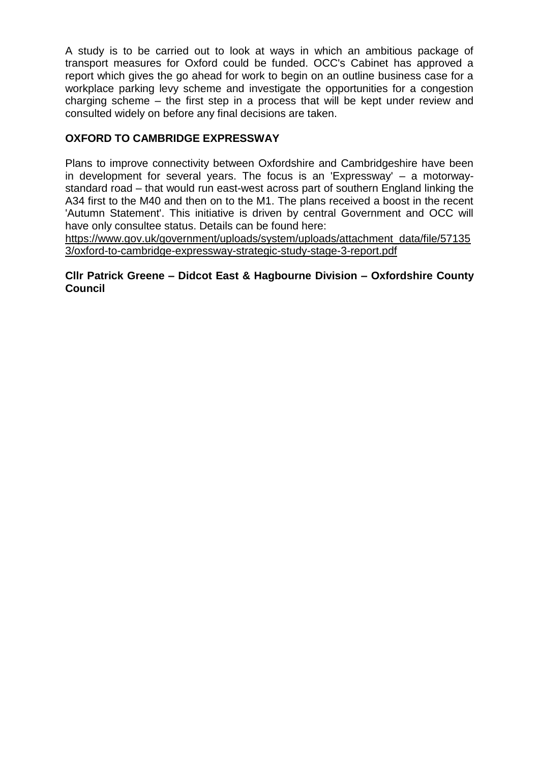A study is to be carried out to look at ways in which an ambitious package of transport measures for Oxford could be funded. OCC's Cabinet has approved a report which gives the go ahead for work to begin on an outline business case for a workplace parking levy scheme and investigate the opportunities for a congestion charging scheme – the first step in a process that will be kept under review and consulted widely on before any final decisions are taken.

**OXFORD TO CAMBRIDGE EXPRESSWAY**

Plans to improve connectivity between Oxfordshire and Cambridgeshire have been in development for several years. The focus is an 'Expressway' – a motorway-standard road – that would run east-west across part of southern England linking the A34 first to the M40 and then on to the M1. The plans received a boost in the recent 'Autumn Statement'. This initiative is driven by central Government and OCC will have only consultee status. Details can be found here:
https://www.gov.uk/government/uploads/system/uploads/attachment_data/file/571353/oxford-to-cambridge-expressway-strategic-study-stage-3-report.pdf

**Cllr Patrick Greene – Didcot East & Hagbourne Division – Oxfordshire County Council**